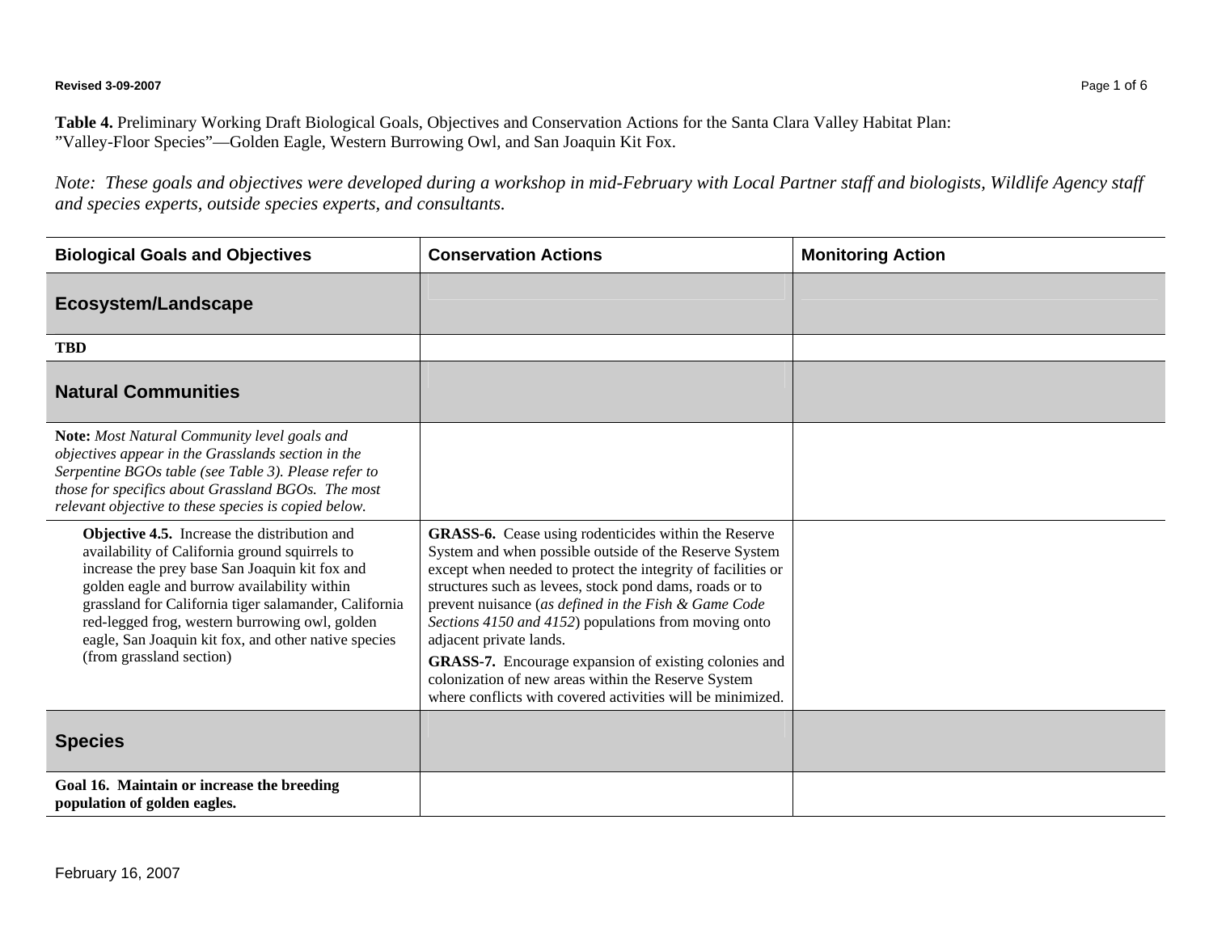**Table 4.** Preliminary Working Draft Biological Goals, Objectives and Conservation Actions for the Santa Clara Valley Habitat Plan: "Valley-Floor Species"—Golden Eagle, Western Burrowing Owl, and San Joaquin Kit Fox.

*Note: These goals and objectives were developed during a workshop in mid-February with Local Partner staff and biologists, Wildlife Agency staff and species experts, outside species experts, and consultants.*

| Biological Goals and Objectives | Conservation Actions | Monitoring Action |
|---|---|---|
| **Ecosystem/Landscape** | | |
| **TBD** | | |
| **Natural Communities** | | |
| **Note:** *Most Natural Community level goals and objectives appear in the Grasslands section in the Serpentine BGOs table (see Table 3). Please refer to those for specifics about Grassland BGOs. The most relevant objective to these species is copied below.* | | |
| **Objective 4.5.** Increase the distribution and availability of California ground squirrels to increase the prey base San Joaquin kit fox and golden eagle and burrow availability within grassland for California tiger salamander, California red-legged frog, western burrowing owl, golden eagle, San Joaquin kit fox, and other native species (from grassland section) | **GRASS-6.** Cease using rodenticides within the Reserve System and when possible outside of the Reserve System except when needed to protect the integrity of facilities or structures such as levees, stock pond dams, roads or to prevent nuisance (*as defined in the Fish & Game Code Sections 4150 and 4152*) populations from moving onto adjacent private lands.<br>**GRASS-7.** Encourage expansion of existing colonies and colonization of new areas within the Reserve System where conflicts with covered activities will be minimized. | |
| **Species** | | |
| **Goal 16. Maintain or increase the breeding population of golden eagles.** | | |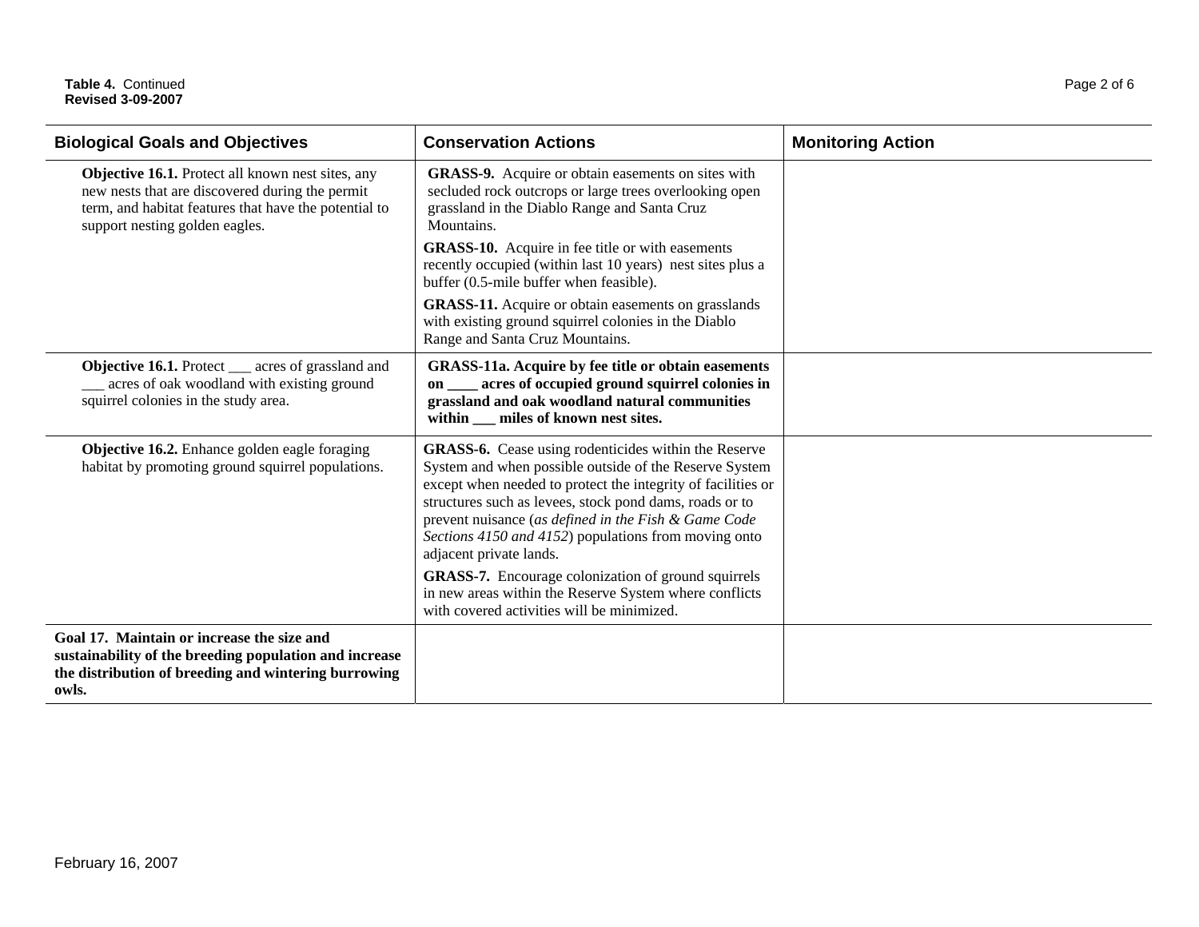**Table 4.** Continued
**Revised 3-09-2007**

| Biological Goals and Objectives | Conservation Actions | Monitoring Action |
|---|---|---|
| **Objective 16.1.** Protect all known nest sites, any new nests that are discovered during the permit term, and habitat features that have the potential to support nesting golden eagles. | **GRASS-9.** Acquire or obtain easements on sites with secluded rock outcrops or large trees overlooking open grassland in the Diablo Range and Santa Cruz Mountains.<br>**GRASS-10.** Acquire in fee title or with easements recently occupied (within last 10 years) nest sites plus a buffer (0.5-mile buffer when feasible).<br>**GRASS-11.** Acquire or obtain easements on grasslands with existing ground squirrel colonies in the Diablo Range and Santa Cruz Mountains. | |
| **Objective 16.1.** Protect ___ acres of grassland and ___ acres of oak woodland with existing ground squirrel colonies in the study area. | **GRASS-11a. Acquire by fee title or obtain easements on ____ acres of occupied ground squirrel colonies in grassland and oak woodland natural communities within ___ miles of known nest sites.** | |
| **Objective 16.2.** Enhance golden eagle foraging habitat by promoting ground squirrel populations. | **GRASS-6.** Cease using rodenticides within the Reserve System and when possible outside of the Reserve System except when needed to protect the integrity of facilities or structures such as levees, stock pond dams, roads or to prevent nuisance (*as defined in the Fish & Game Code Sections 4150 and 4152*) populations from moving onto adjacent private lands.<br>**GRASS-7.** Encourage colonization of ground squirrels in new areas within the Reserve System where conflicts with covered activities will be minimized. | |
| **Goal 17. Maintain or increase the size and sustainability of the breeding population and increase the distribution of breeding and wintering burrowing owls.** | | |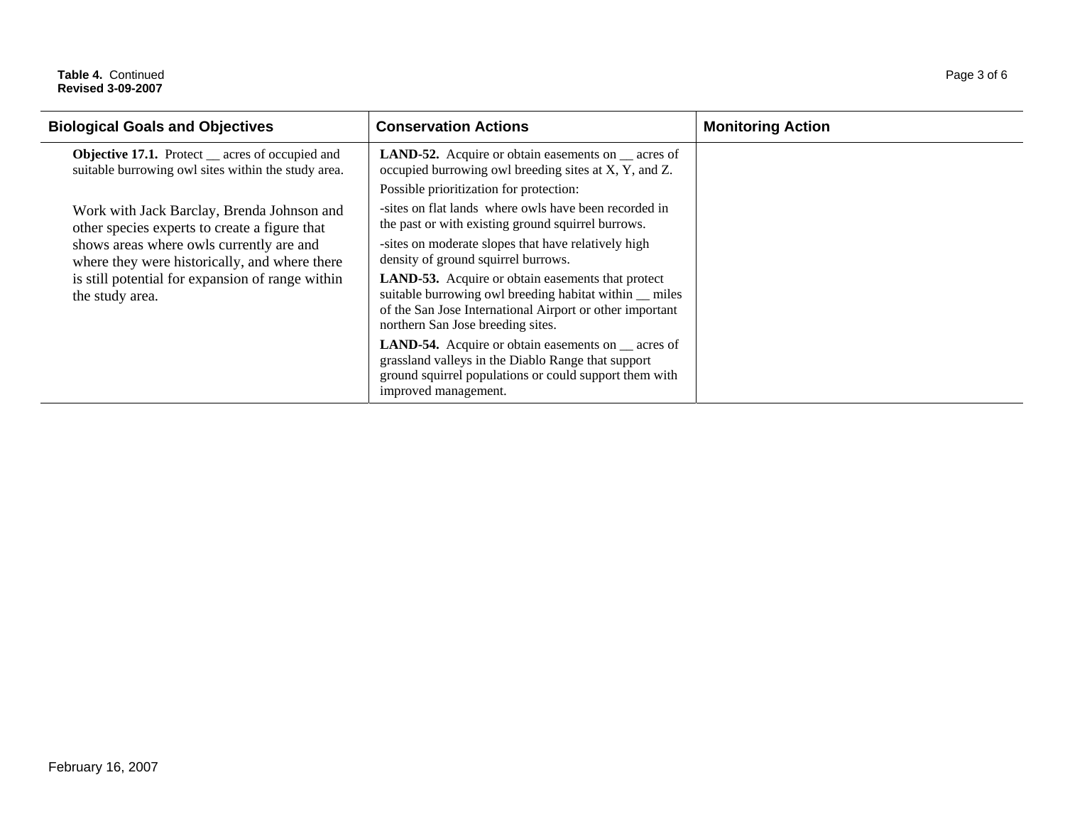**Table 4.** Continued
**Revised 3-09-2007**

| Biological Goals and Objectives | Conservation Actions | Monitoring Action |
|---|---|---|
| **Objective 17.1.** Protect __ acres of occupied and suitable burrowing owl sites within the study area.<br><br>Work with Jack Barclay, Brenda Johnson and other species experts to create a figure that shows areas where owls currently are and where they were historically, and where there is still potential for expansion of range within the study area. | **LAND-52.** Acquire or obtain easements on __ acres of occupied burrowing owl breeding sites at X, Y, and Z.<br>Possible prioritization for protection:<br>-sites on flat lands where owls have been recorded in the past or with existing ground squirrel burrows.<br>-sites on moderate slopes that have relatively high density of ground squirrel burrows.<br>**LAND-53.** Acquire or obtain easements that protect suitable burrowing owl breeding habitat within __ miles of the San Jose International Airport or other important northern San Jose breeding sites.<br>**LAND-54.** Acquire or obtain easements on __ acres of grassland valleys in the Diablo Range that support ground squirrel populations or could support them with improved management. | |

February 16, 2007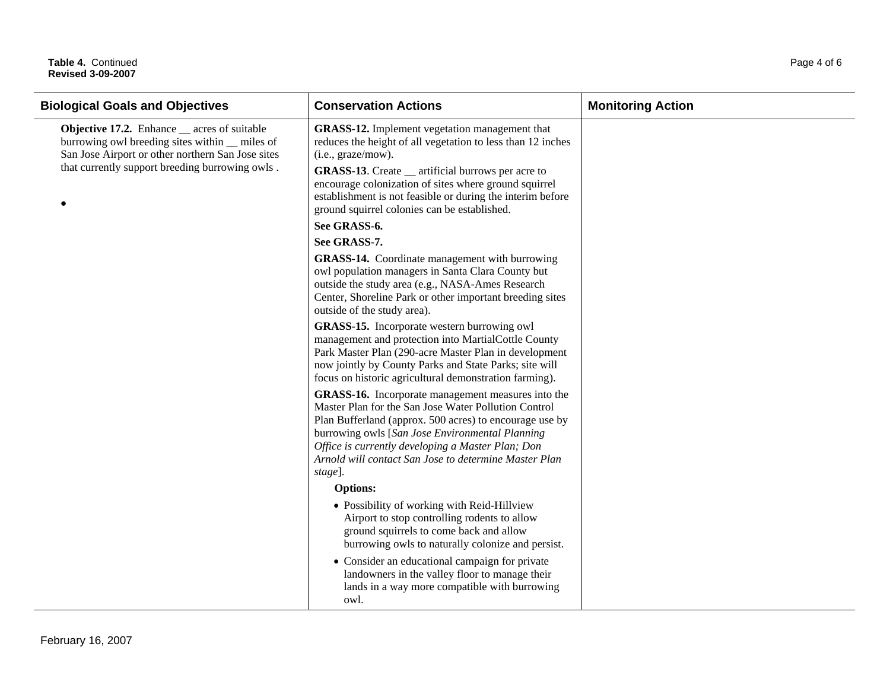**Table 4.** Continued
**Revised 3-09-2007**

| Biological Goals and Objectives | Conservation Actions | Monitoring Action |
|---|---|---|
| **Objective 17.2.** Enhance __ acres of suitable burrowing owl breeding sites within __ miles of San Jose Airport or other northern San Jose sites that currently support breeding burrowing owls .<br><br>• | **GRASS-12.** Implement vegetation management that reduces the height of all vegetation to less than 12 inches (i.e., graze/mow).<br><br>**GRASS-13**. Create __ artificial burrows per acre to encourage colonization of sites where ground squirrel establishment is not feasible or during the interim before ground squirrel colonies can be established.<br><br>**See GRASS-6.**<br><br>**See GRASS-7.**<br><br>**GRASS-14.** Coordinate management with burrowing owl population managers in Santa Clara County but outside the study area (e.g., NASA-Ames Research Center, Shoreline Park or other important breeding sites outside of the study area).<br><br>**GRASS-15.** Incorporate western burrowing owl management and protection into MartialCottle County Park Master Plan (290-acre Master Plan in development now jointly by County Parks and State Parks; site will focus on historic agricultural demonstration farming).<br><br>**GRASS-16.** Incorporate management measures into the Master Plan for the San Jose Water Pollution Control Plan Bufferland (approx. 500 acres) to encourage use by burrowing owls [*San Jose Environmental Planning Office is currently developing a Master Plan; Don Arnold will contact San Jose to determine Master Plan stage*].<br><br>**Options:**<br>• Possibility of working with Reid-Hillview Airport to stop controlling rodents to allow ground squirrels to come back and allow burrowing owls to naturally colonize and persist.<br>• Consider an educational campaign for private landowners in the valley floor to manage their lands in a way more compatible with burrowing owl. | |

February 16, 2007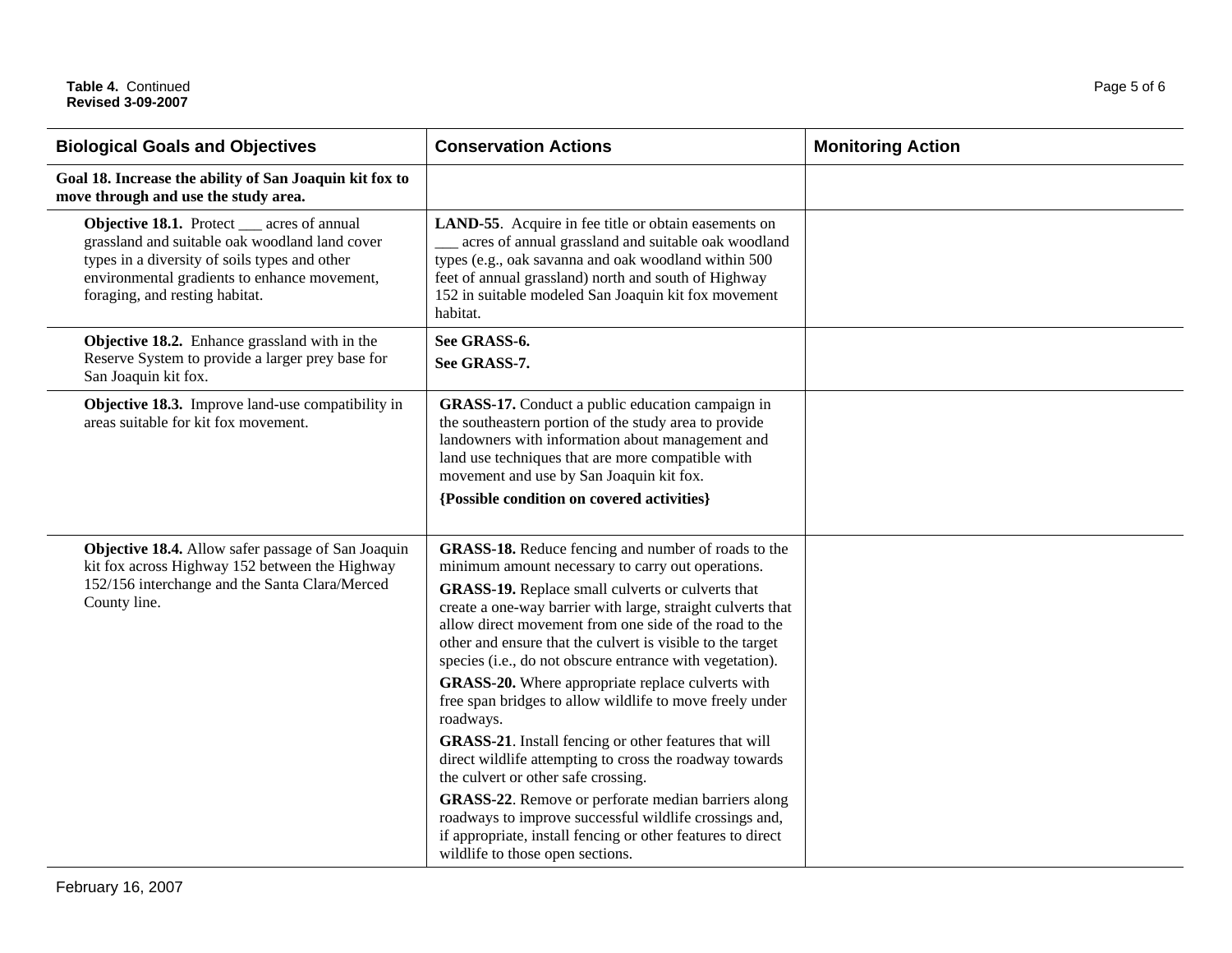**Table 4.** Continued
**Revised 3-09-2007**

| Biological Goals and Objectives | Conservation Actions | Monitoring Action |
|---|---|---|
| **Goal 18. Increase the ability of San Joaquin kit fox to move through and use the study area.** | | |
| **Objective 18.1.** Protect ___ acres of annual grassland and suitable oak woodland land cover types in a diversity of soils types and other environmental gradients to enhance movement, foraging, and resting habitat. | **LAND-55**. Acquire in fee title or obtain easements on ___ acres of annual grassland and suitable oak woodland types (e.g., oak savanna and oak woodland within 500 feet of annual grassland) north and south of Highway 152 in suitable modeled San Joaquin kit fox movement habitat. | |
| **Objective 18.2.** Enhance grassland with in the Reserve System to provide a larger prey base for San Joaquin kit fox. | **See GRASS-6.**<br>**See GRASS-7.** | |
| **Objective 18.3.** Improve land-use compatibility in areas suitable for kit fox movement. | **GRASS-17.** Conduct a public education campaign in the southeastern portion of the study area to provide landowners with information about management and land use techniques that are more compatible with movement and use by San Joaquin kit fox.<br>**{Possible condition on covered activities}** | |
| **Objective 18.4.** Allow safer passage of San Joaquin kit fox across Highway 152 between the Highway 152/156 interchange and the Santa Clara/Merced County line. | **GRASS-18.** Reduce fencing and number of roads to the minimum amount necessary to carry out operations.<br>**GRASS-19.** Replace small culverts or culverts that create a one-way barrier with large, straight culverts that allow direct movement from one side of the road to the other and ensure that the culvert is visible to the target species (i.e., do not obscure entrance with vegetation).<br>**GRASS-20.** Where appropriate replace culverts with free span bridges to allow wildlife to move freely under roadways.<br>**GRASS-21**. Install fencing or other features that will direct wildlife attempting to cross the roadway towards the culvert or other safe crossing.<br>**GRASS-22**. Remove or perforate median barriers along roadways to improve successful wildlife crossings and, if appropriate, install fencing or other features to direct wildlife to those open sections. | |

February 16, 2007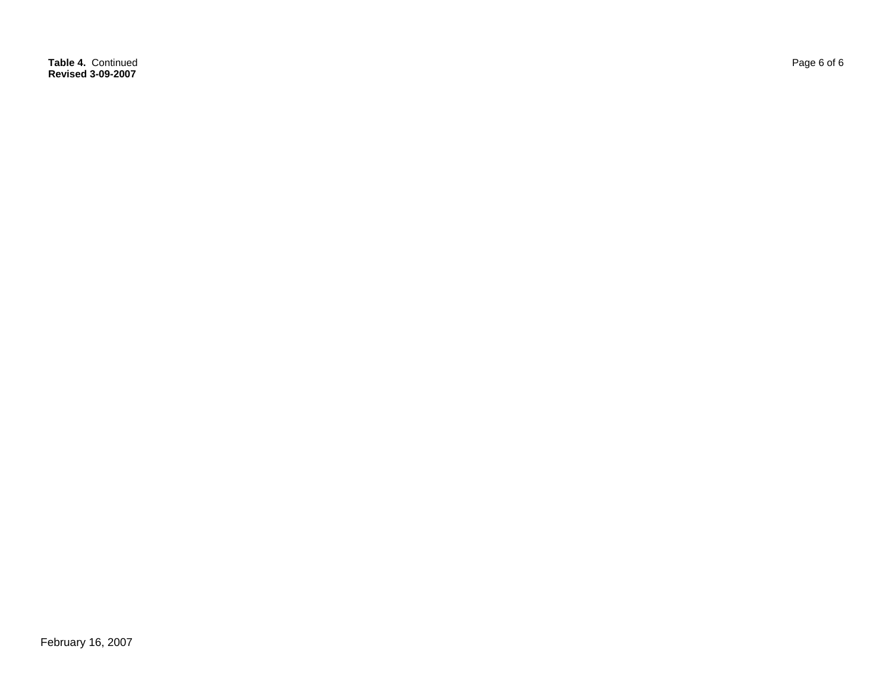**Table 4.** Continued
**Revised 3-09-2007**